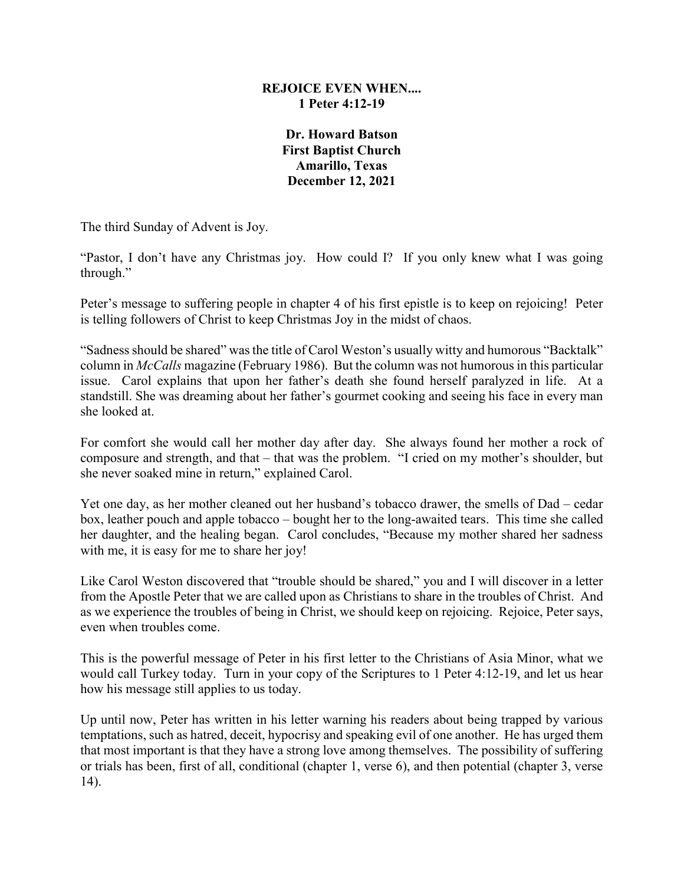**REJOICE EVEN WHEN....**
**1 Peter 4:12-19**

**Dr. Howard Batson**
**First Baptist Church**
**Amarillo, Texas**
**December 12, 2021**

The third Sunday of Advent is Joy.

"Pastor, I don't have any Christmas joy. How could I? If you only knew what I was going through."

Peter's message to suffering people in chapter 4 of his first epistle is to keep on rejoicing! Peter is telling followers of Christ to keep Christmas Joy in the midst of chaos.

"Sadness should be shared" was the title of Carol Weston's usually witty and humorous "Backtalk" column in *McCalls* magazine (February 1986). But the column was not humorous in this particular issue. Carol explains that upon her father's death she found herself paralyzed in life. At a standstill. She was dreaming about her father's gourmet cooking and seeing his face in every man she looked at.

For comfort she would call her mother day after day. She always found her mother a rock of composure and strength, and that – that was the problem. "I cried on my mother's shoulder, but she never soaked mine in return," explained Carol.

Yet one day, as her mother cleaned out her husband's tobacco drawer, the smells of Dad – cedar box, leather pouch and apple tobacco – bought her to the long-awaited tears. This time she called her daughter, and the healing began. Carol concludes, "Because my mother shared her sadness with me, it is easy for me to share her joy!

Like Carol Weston discovered that "trouble should be shared," you and I will discover in a letter from the Apostle Peter that we are called upon as Christians to share in the troubles of Christ. And as we experience the troubles of being in Christ, we should keep on rejoicing. Rejoice, Peter says, even when troubles come.

This is the powerful message of Peter in his first letter to the Christians of Asia Minor, what we would call Turkey today. Turn in your copy of the Scriptures to 1 Peter 4:12-19, and let us hear how his message still applies to us today.

Up until now, Peter has written in his letter warning his readers about being trapped by various temptations, such as hatred, deceit, hypocrisy and speaking evil of one another. He has urged them that most important is that they have a strong love among themselves. The possibility of suffering or trials has been, first of all, conditional (chapter 1, verse 6), and then potential (chapter 3, verse 14).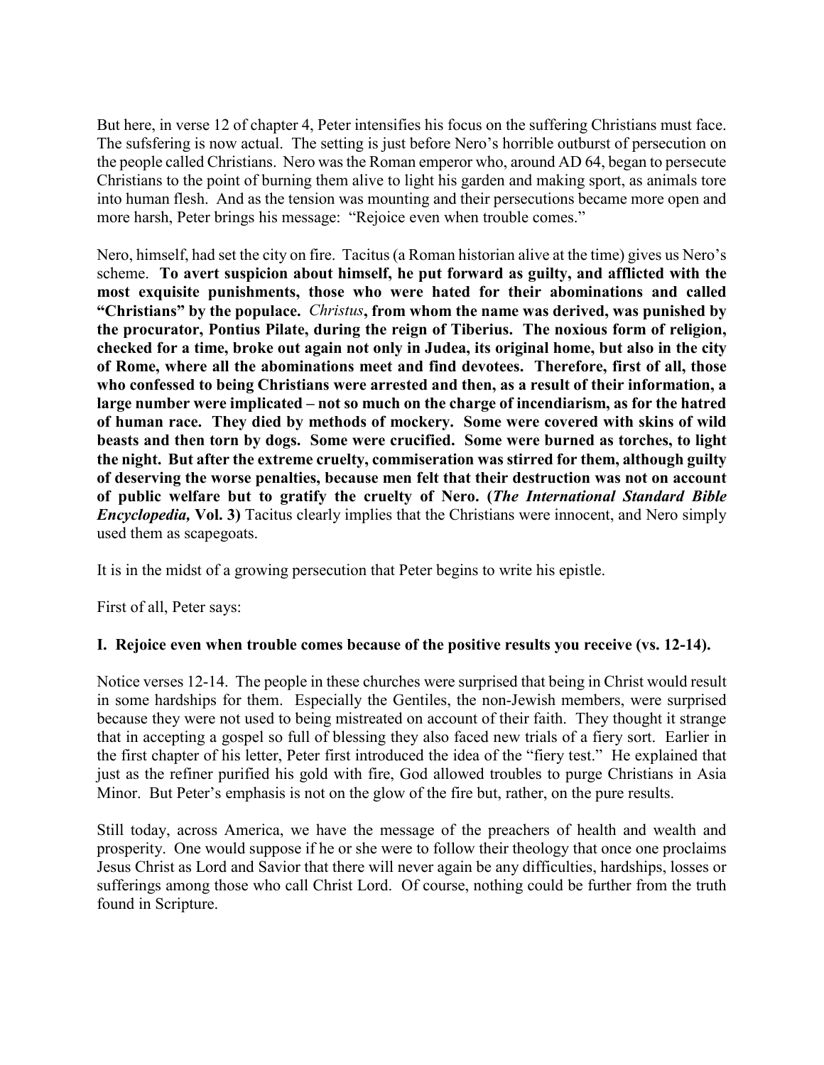But here, in verse 12 of chapter 4, Peter intensifies his focus on the suffering Christians must face. The sufsfering is now actual. The setting is just before Nero's horrible outburst of persecution on the people called Christians. Nero was the Roman emperor who, around AD 64, began to persecute Christians to the point of burning them alive to light his garden and making sport, as animals tore into human flesh. And as the tension was mounting and their persecutions became more open and more harsh, Peter brings his message: "Rejoice even when trouble comes."

Nero, himself, had set the city on fire. Tacitus (a Roman historian alive at the time) gives us Nero's scheme. **To avert suspicion about himself, he put forward as guilty, and afflicted with the most exquisite punishments, those who were hated for their abominations and called "Christians" by the populace.** ***Christus*****, from whom the name was derived, was punished by the procurator, Pontius Pilate, during the reign of Tiberius. The noxious form of religion, checked for a time, broke out again not only in Judea, its original home, but also in the city of Rome, where all the abominations meet and find devotees. Therefore, first of all, those who confessed to being Christians were arrested and then, as a result of their information, a large number were implicated – not so much on the charge of incendiarism, as for the hatred of human race. They died by methods of mockery. Some were covered with skins of wild beasts and then torn by dogs. Some were crucified. Some were burned as torches, to light the night. But after the extreme cruelty, commiseration was stirred for them, although guilty of deserving the worse penalties, because men felt that their destruction was not on account of public welfare but to gratify the cruelty of Nero. (*****The International Standard Bible Encyclopedia,*** **Vol. 3)** Tacitus clearly implies that the Christians were innocent, and Nero simply used them as scapegoats.

It is in the midst of a growing persecution that Peter begins to write his epistle.

First of all, Peter says:

**I. Rejoice even when trouble comes because of the positive results you receive (vs. 12-14).**

Notice verses 12-14. The people in these churches were surprised that being in Christ would result in some hardships for them. Especially the Gentiles, the non-Jewish members, were surprised because they were not used to being mistreated on account of their faith. They thought it strange that in accepting a gospel so full of blessing they also faced new trials of a fiery sort. Earlier in the first chapter of his letter, Peter first introduced the idea of the "fiery test." He explained that just as the refiner purified his gold with fire, God allowed troubles to purge Christians in Asia Minor. But Peter's emphasis is not on the glow of the fire but, rather, on the pure results.

Still today, across America, we have the message of the preachers of health and wealth and prosperity. One would suppose if he or she were to follow their theology that once one proclaims Jesus Christ as Lord and Savior that there will never again be any difficulties, hardships, losses or sufferings among those who call Christ Lord. Of course, nothing could be further from the truth found in Scripture.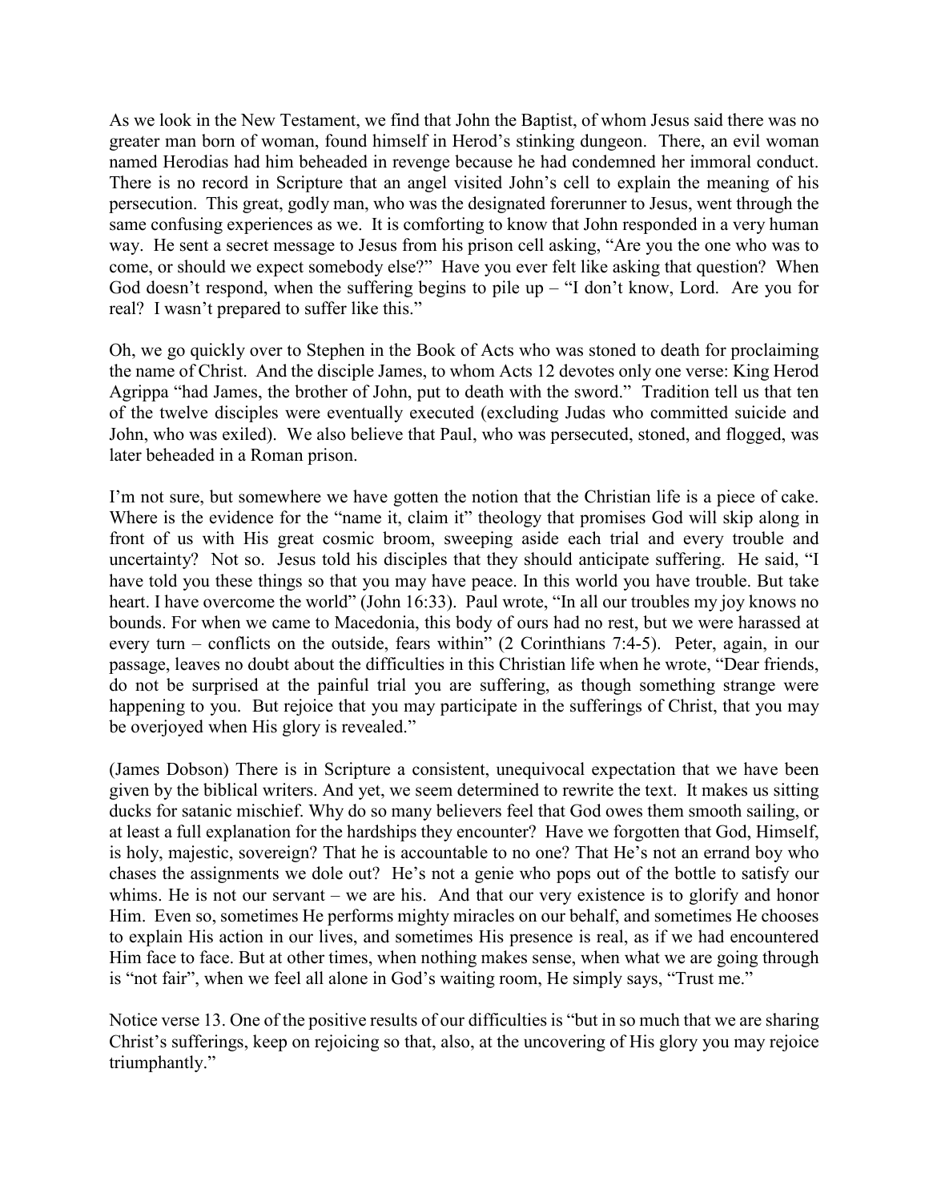As we look in the New Testament, we find that John the Baptist, of whom Jesus said there was no greater man born of woman, found himself in Herod's stinking dungeon. There, an evil woman named Herodias had him beheaded in revenge because he had condemned her immoral conduct. There is no record in Scripture that an angel visited John's cell to explain the meaning of his persecution. This great, godly man, who was the designated forerunner to Jesus, went through the same confusing experiences as we. It is comforting to know that John responded in a very human way. He sent a secret message to Jesus from his prison cell asking, "Are you the one who was to come, or should we expect somebody else?" Have you ever felt like asking that question? When God doesn't respond, when the suffering begins to pile up – "I don't know, Lord. Are you for real? I wasn't prepared to suffer like this."

Oh, we go quickly over to Stephen in the Book of Acts who was stoned to death for proclaiming the name of Christ. And the disciple James, to whom Acts 12 devotes only one verse: King Herod Agrippa "had James, the brother of John, put to death with the sword." Tradition tell us that ten of the twelve disciples were eventually executed (excluding Judas who committed suicide and John, who was exiled). We also believe that Paul, who was persecuted, stoned, and flogged, was later beheaded in a Roman prison.

I'm not sure, but somewhere we have gotten the notion that the Christian life is a piece of cake. Where is the evidence for the "name it, claim it" theology that promises God will skip along in front of us with His great cosmic broom, sweeping aside each trial and every trouble and uncertainty? Not so. Jesus told his disciples that they should anticipate suffering. He said, "I have told you these things so that you may have peace. In this world you have trouble. But take heart. I have overcome the world" (John 16:33). Paul wrote, "In all our troubles my joy knows no bounds. For when we came to Macedonia, this body of ours had no rest, but we were harassed at every turn – conflicts on the outside, fears within" (2 Corinthians 7:4-5). Peter, again, in our passage, leaves no doubt about the difficulties in this Christian life when he wrote, "Dear friends, do not be surprised at the painful trial you are suffering, as though something strange were happening to you. But rejoice that you may participate in the sufferings of Christ, that you may be overjoyed when His glory is revealed."

(James Dobson) There is in Scripture a consistent, unequivocal expectation that we have been given by the biblical writers. And yet, we seem determined to rewrite the text. It makes us sitting ducks for satanic mischief. Why do so many believers feel that God owes them smooth sailing, or at least a full explanation for the hardships they encounter? Have we forgotten that God, Himself, is holy, majestic, sovereign? That he is accountable to no one? That He's not an errand boy who chases the assignments we dole out? He's not a genie who pops out of the bottle to satisfy our whims. He is not our servant – we are his. And that our very existence is to glorify and honor Him. Even so, sometimes He performs mighty miracles on our behalf, and sometimes He chooses to explain His action in our lives, and sometimes His presence is real, as if we had encountered Him face to face. But at other times, when nothing makes sense, when what we are going through is "not fair", when we feel all alone in God's waiting room, He simply says, "Trust me."

Notice verse 13. One of the positive results of our difficulties is "but in so much that we are sharing Christ's sufferings, keep on rejoicing so that, also, at the uncovering of His glory you may rejoice triumphantly."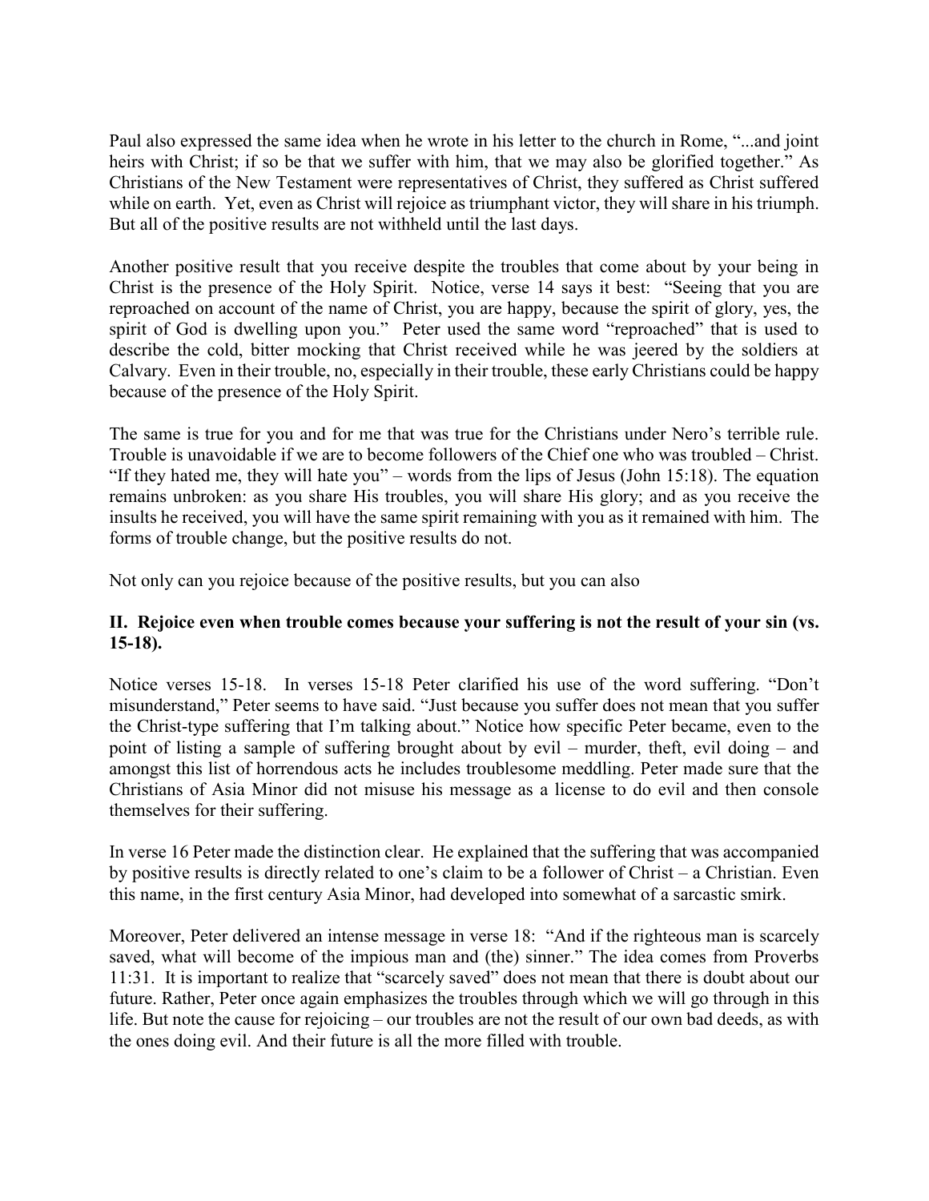Paul also expressed the same idea when he wrote in his letter to the church in Rome, "...and joint heirs with Christ; if so be that we suffer with him, that we may also be glorified together." As Christians of the New Testament were representatives of Christ, they suffered as Christ suffered while on earth. Yet, even as Christ will rejoice as triumphant victor, they will share in his triumph. But all of the positive results are not withheld until the last days.

Another positive result that you receive despite the troubles that come about by your being in Christ is the presence of the Holy Spirit. Notice, verse 14 says it best: "Seeing that you are reproached on account of the name of Christ, you are happy, because the spirit of glory, yes, the spirit of God is dwelling upon you." Peter used the same word "reproached" that is used to describe the cold, bitter mocking that Christ received while he was jeered by the soldiers at Calvary. Even in their trouble, no, especially in their trouble, these early Christians could be happy because of the presence of the Holy Spirit.

The same is true for you and for me that was true for the Christians under Nero's terrible rule. Trouble is unavoidable if we are to become followers of the Chief one who was troubled – Christ. "If they hated me, they will hate you" – words from the lips of Jesus (John 15:18). The equation remains unbroken: as you share His troubles, you will share His glory; and as you receive the insults he received, you will have the same spirit remaining with you as it remained with him. The forms of trouble change, but the positive results do not.

Not only can you rejoice because of the positive results, but you can also

**II. Rejoice even when trouble comes because your suffering is not the result of your sin (vs. 15-18).**

Notice verses 15-18. In verses 15-18 Peter clarified his use of the word suffering. "Don't misunderstand," Peter seems to have said. "Just because you suffer does not mean that you suffer the Christ-type suffering that I'm talking about." Notice how specific Peter became, even to the point of listing a sample of suffering brought about by evil – murder, theft, evil doing – and amongst this list of horrendous acts he includes troublesome meddling. Peter made sure that the Christians of Asia Minor did not misuse his message as a license to do evil and then console themselves for their suffering.

In verse 16 Peter made the distinction clear. He explained that the suffering that was accompanied by positive results is directly related to one's claim to be a follower of Christ – a Christian. Even this name, in the first century Asia Minor, had developed into somewhat of a sarcastic smirk.

Moreover, Peter delivered an intense message in verse 18: "And if the righteous man is scarcely saved, what will become of the impious man and (the) sinner." The idea comes from Proverbs 11:31. It is important to realize that "scarcely saved" does not mean that there is doubt about our future. Rather, Peter once again emphasizes the troubles through which we will go through in this life. But note the cause for rejoicing – our troubles are not the result of our own bad deeds, as with the ones doing evil. And their future is all the more filled with trouble.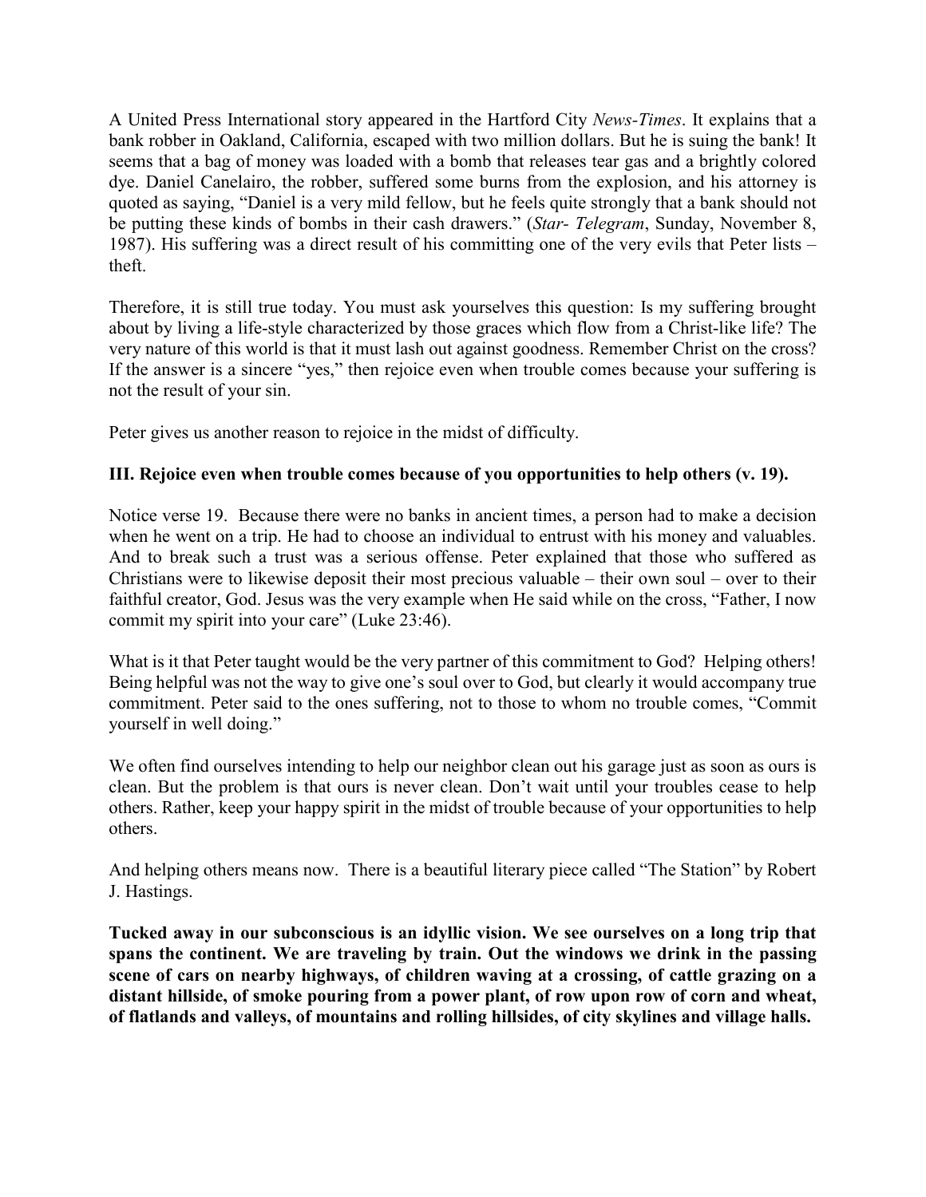A United Press International story appeared in the Hartford City *News-Times*. It explains that a bank robber in Oakland, California, escaped with two million dollars. But he is suing the bank! It seems that a bag of money was loaded with a bomb that releases tear gas and a brightly colored dye. Daniel Canelairo, the robber, suffered some burns from the explosion, and his attorney is quoted as saying, "Daniel is a very mild fellow, but he feels quite strongly that a bank should not be putting these kinds of bombs in their cash drawers." (*Star- Telegram*, Sunday, November 8, 1987). His suffering was a direct result of his committing one of the very evils that Peter lists – theft.

Therefore, it is still true today. You must ask yourselves this question: Is my suffering brought about by living a life-style characterized by those graces which flow from a Christ-like life? The very nature of this world is that it must lash out against goodness. Remember Christ on the cross? If the answer is a sincere "yes," then rejoice even when trouble comes because your suffering is not the result of your sin.

Peter gives us another reason to rejoice in the midst of difficulty.

**III. Rejoice even when trouble comes because of you opportunities to help others (v. 19).**

Notice verse 19. Because there were no banks in ancient times, a person had to make a decision when he went on a trip. He had to choose an individual to entrust with his money and valuables. And to break such a trust was a serious offense. Peter explained that those who suffered as Christians were to likewise deposit their most precious valuable – their own soul – over to their faithful creator, God. Jesus was the very example when He said while on the cross, "Father, I now commit my spirit into your care" (Luke 23:46).

What is it that Peter taught would be the very partner of this commitment to God? Helping others! Being helpful was not the way to give one's soul over to God, but clearly it would accompany true commitment. Peter said to the ones suffering, not to those to whom no trouble comes, "Commit yourself in well doing."

We often find ourselves intending to help our neighbor clean out his garage just as soon as ours is clean. But the problem is that ours is never clean. Don't wait until your troubles cease to help others. Rather, keep your happy spirit in the midst of trouble because of your opportunities to help others.

And helping others means now. There is a beautiful literary piece called "The Station" by Robert J. Hastings.

**Tucked away in our subconscious is an idyllic vision. We see ourselves on a long trip that spans the continent. We are traveling by train. Out the windows we drink in the passing scene of cars on nearby highways, of children waving at a crossing, of cattle grazing on a distant hillside, of smoke pouring from a power plant, of row upon row of corn and wheat, of flatlands and valleys, of mountains and rolling hillsides, of city skylines and village halls.**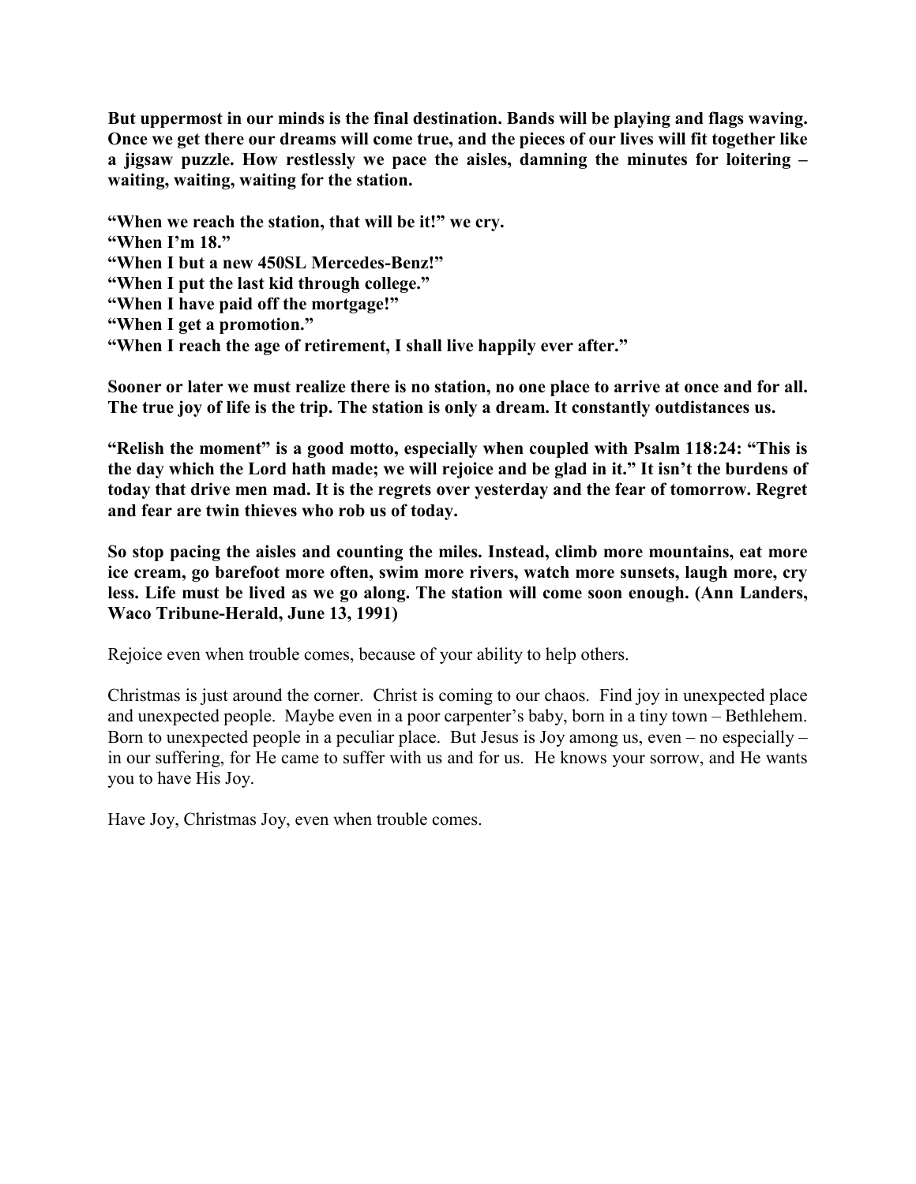**But uppermost in our minds is the final destination. Bands will be playing and flags waving. Once we get there our dreams will come true, and the pieces of our lives will fit together like a jigsaw puzzle. How restlessly we pace the aisles, damning the minutes for loitering – waiting, waiting, waiting for the station.**

**"When we reach the station, that will be it!" we cry.**
**"When I'm 18."**
**"When I but a new 450SL Mercedes-Benz!"**
**"When I put the last kid through college."**
**"When I have paid off the mortgage!"**
**"When I get a promotion."**
**"When I reach the age of retirement, I shall live happily ever after."**

**Sooner or later we must realize there is no station, no one place to arrive at once and for all. The true joy of life is the trip. The station is only a dream. It constantly outdistances us.**

**"Relish the moment" is a good motto, especially when coupled with Psalm 118:24: "This is the day which the Lord hath made; we will rejoice and be glad in it." It isn't the burdens of today that drive men mad. It is the regrets over yesterday and the fear of tomorrow. Regret and fear are twin thieves who rob us of today.**

**So stop pacing the aisles and counting the miles. Instead, climb more mountains, eat more ice cream, go barefoot more often, swim more rivers, watch more sunsets, laugh more, cry less. Life must be lived as we go along. The station will come soon enough. (Ann Landers, Waco Tribune-Herald, June 13, 1991)**

Rejoice even when trouble comes, because of your ability to help others.

Christmas is just around the corner. Christ is coming to our chaos. Find joy in unexpected place and unexpected people. Maybe even in a poor carpenter's baby, born in a tiny town – Bethlehem. Born to unexpected people in a peculiar place. But Jesus is Joy among us, even – no especially – in our suffering, for He came to suffer with us and for us. He knows your sorrow, and He wants you to have His Joy.

Have Joy, Christmas Joy, even when trouble comes.